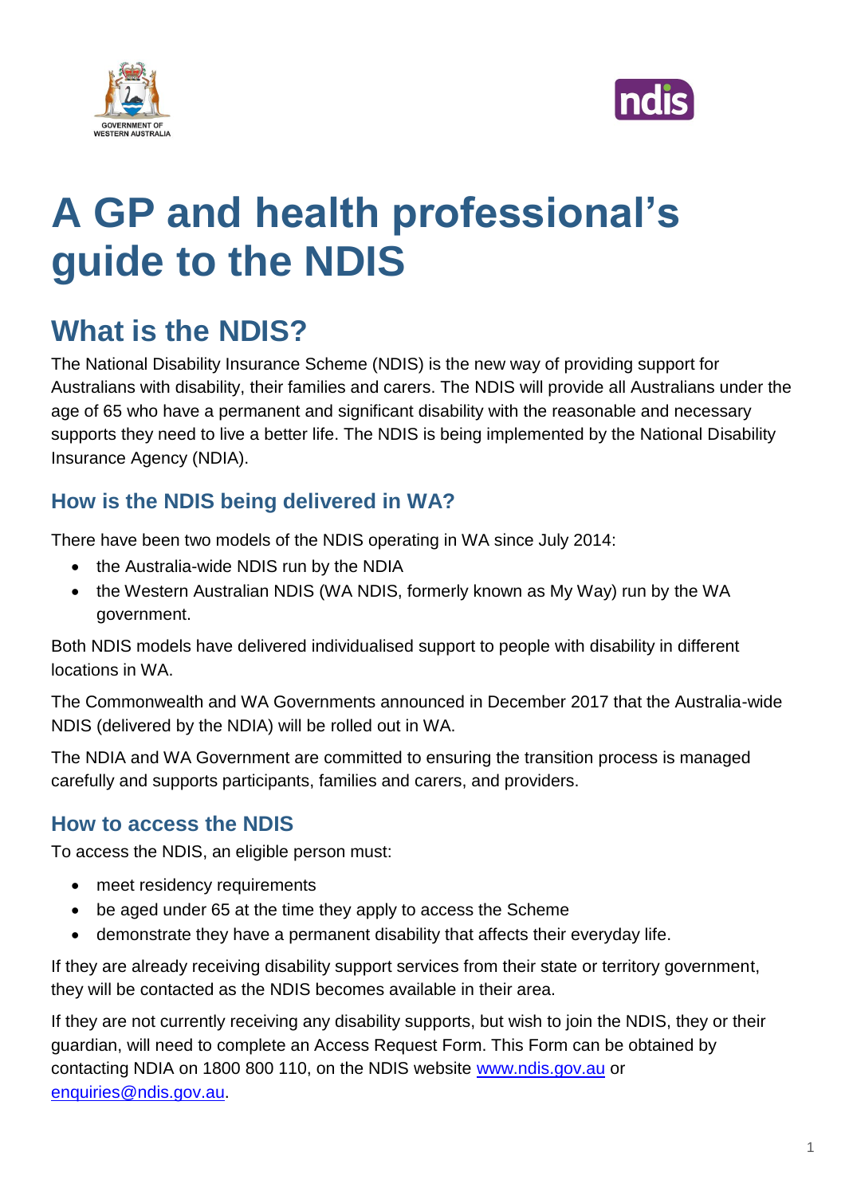# A GP and health professional's guide to the NDIS

## What is the NDIS?

The National Disability Insurance Scheme (NDIS) is the new way of providing support for Australians with disability, their families and carers. The NDIS will provide all Australians under the age of 65 who have a permanent and significant disability with the reasonable and necessary supports they need to live a better life. The NDIS is being implemented by the National Disability Insurance Agency (NDIA).

### How is the NDIS being delivered in WA?

There have been two models of the NDIS operating in WA since July 2014:

- the Australia-wide NDIS run by the NDIA
- the Western Australian NDIS (WA NDIS, formerly known as My Way) run by the WA government.

Both NDIS models have delivered individualised support to people with disability in different locations in WA.

The Commonwealth and WA Governments announced in December 2017 that the Australia-wide NDIS (delivered by the NDIA) will be rolled out in WA.

The NDIA and WA Government are committed to ensuring the transition process is managed carefully and supports participants, families and carers, and providers.

### How to access the NDIS

To access the NDIS, an eligible person must:

- meet residency requirements
- be aged under 65 at the time they apply to access the Scheme
- demonstrate they have a permanent disability that affects their everyday life.

If they are already receiving disability support services from their state or territory government, they will be contacted as the NDIS becomes available in their area.

If they are not currently receiving any disability supports, but wish to join the NDIS, they or their guardian, will need to complete an Access Request Form. This Form can be obtained by contacting NDIA on 1800 800 110, on the NDIS website [www.ndis.gov.au](http://www.ndis.gov.au) or [enquiries@ndis.gov.au](mailto:enquiries@ndis.gov.au).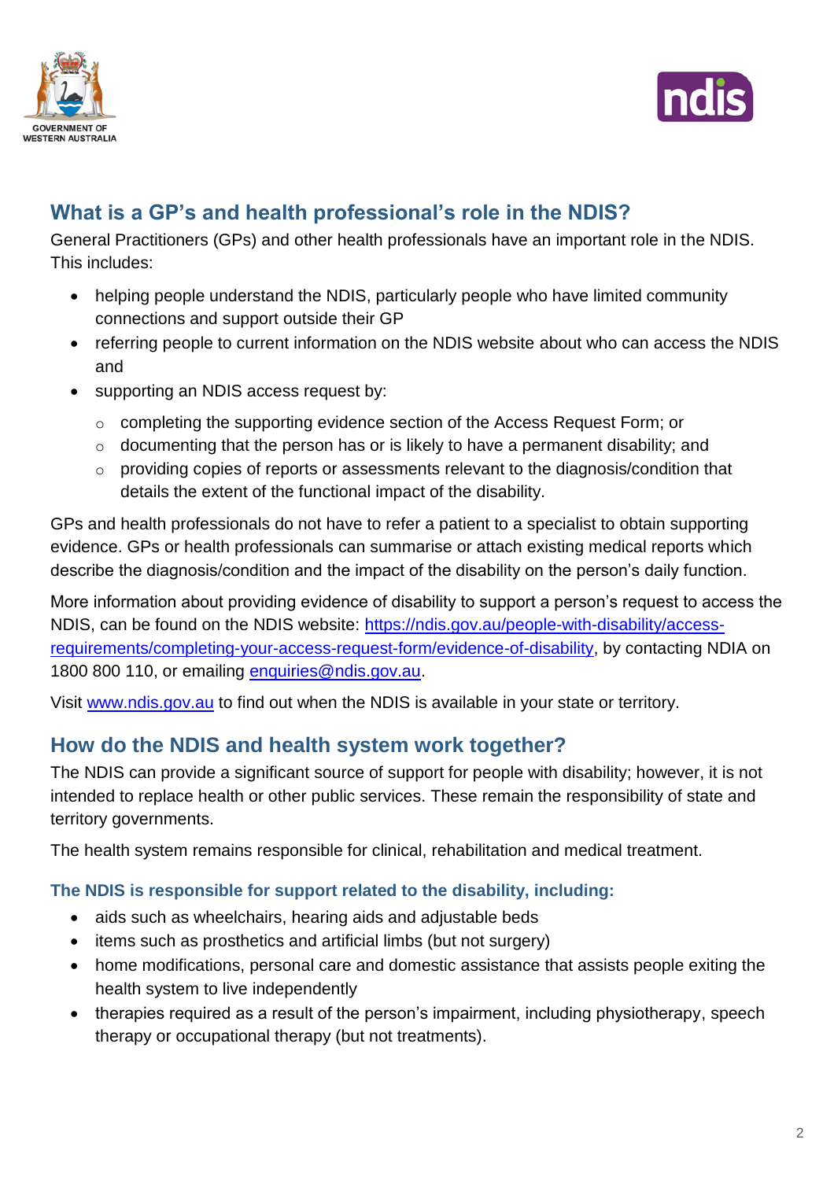## What is a GP's and health professional's role in the NDIS?

General Practitioners (GPs) and other health professionals have an important role in the NDIS. This includes:

- helping people understand the NDIS, particularly people who have limited community connections and support outside their GP
- referring people to current information on the NDIS website about who can access the NDIS and
- supporting an NDIS access request by:
  - completing the supporting evidence section of the Access Request Form; or
  - documenting that the person has or is likely to have a permanent disability; and
  - providing copies of reports or assessments relevant to the diagnosis/condition that details the extent of the functional impact of the disability.

GPs and health professionals do not have to refer a patient to a specialist to obtain supporting evidence. GPs or health professionals can summarise or attach existing medical reports which describe the diagnosis/condition and the impact of the disability on the person's daily function.

More information about providing evidence of disability to support a person's request to access the NDIS, can be found on the NDIS website: [https://ndis.gov.au/people-with-disability/access-requirements/completing-your-access-request-form/evidence-of-disability](https://ndis.gov.au/people-with-disability/access-requirements/completing-your-access-request-form/evidence-of-disability), by contacting NDIA on 1800 800 110, or emailing [enquiries@ndis.gov.au](mailto:enquiries@ndis.gov.au).

Visit [www.ndis.gov.au](http://www.ndis.gov.au) to find out when the NDIS is available in your state or territory.

## How do the NDIS and health system work together?

The NDIS can provide a significant source of support for people with disability; however, it is not intended to replace health or other public services. These remain the responsibility of state and territory governments.

The health system remains responsible for clinical, rehabilitation and medical treatment.

### The NDIS is responsible for support related to the disability, including:

- aids such as wheelchairs, hearing aids and adjustable beds
- items such as prosthetics and artificial limbs (but not surgery)
- home modifications, personal care and domestic assistance that assists people exiting the health system to live independently
- therapies required as a result of the person's impairment, including physiotherapy, speech therapy or occupational therapy (but not treatments).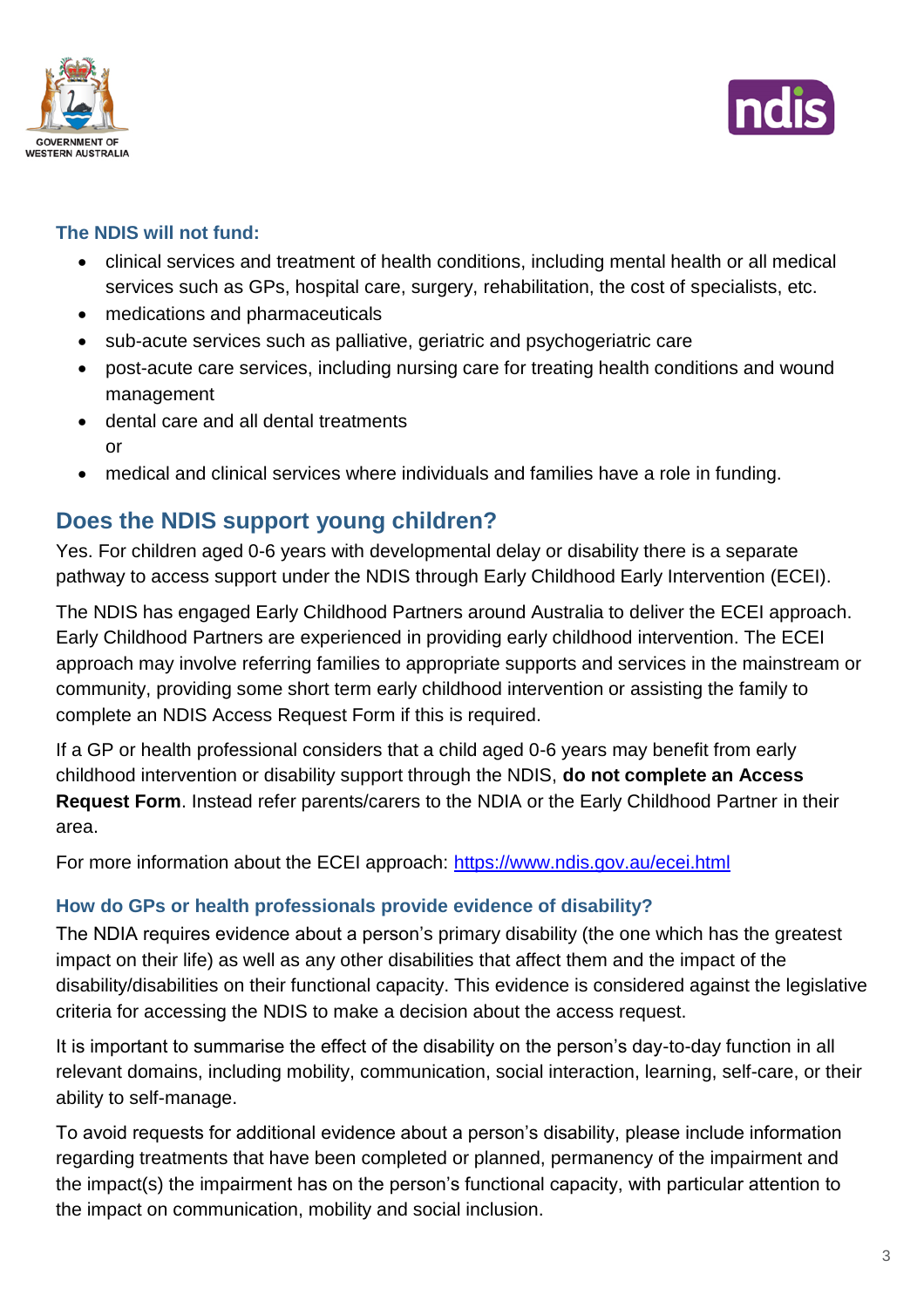### The NDIS will not fund:

- clinical services and treatment of health conditions, including mental health or all medical services such as GPs, hospital care, surgery, rehabilitation, the cost of specialists, etc.
- medications and pharmaceuticals
- sub-acute services such as palliative, geriatric and psychogeriatric care
- post-acute care services, including nursing care for treating health conditions and wound management
- dental care and all dental treatments
  or
- medical and clinical services where individuals and families have a role in funding.

## Does the NDIS support young children?

Yes. For children aged 0-6 years with developmental delay or disability there is a separate pathway to access support under the NDIS through Early Childhood Early Intervention (ECEI).

The NDIS has engaged Early Childhood Partners around Australia to deliver the ECEI approach. Early Childhood Partners are experienced in providing early childhood intervention. The ECEI approach may involve referring families to appropriate supports and services in the mainstream or community, providing some short term early childhood intervention or assisting the family to complete an NDIS Access Request Form if this is required.

If a GP or health professional considers that a child aged 0-6 years may benefit from early childhood intervention or disability support through the NDIS, **do not complete an Access Request Form**. Instead refer parents/carers to the NDIA or the Early Childhood Partner in their area.

For more information about the ECEI approach: [https://www.ndis.gov.au/ecei.html](https://www.ndis.gov.au/ecei.html)

### How do GPs or health professionals provide evidence of disability?

The NDIA requires evidence about a person's primary disability (the one which has the greatest impact on their life) as well as any other disabilities that affect them and the impact of the disability/disabilities on their functional capacity. This evidence is considered against the legislative criteria for accessing the NDIS to make a decision about the access request.

It is important to summarise the effect of the disability on the person's day-to-day function in all relevant domains, including mobility, communication, social interaction, learning, self-care, or their ability to self-manage.

To avoid requests for additional evidence about a person's disability, please include information regarding treatments that have been completed or planned, permanency of the impairment and the impact(s) the impairment has on the person's functional capacity, with particular attention to the impact on communication, mobility and social inclusion.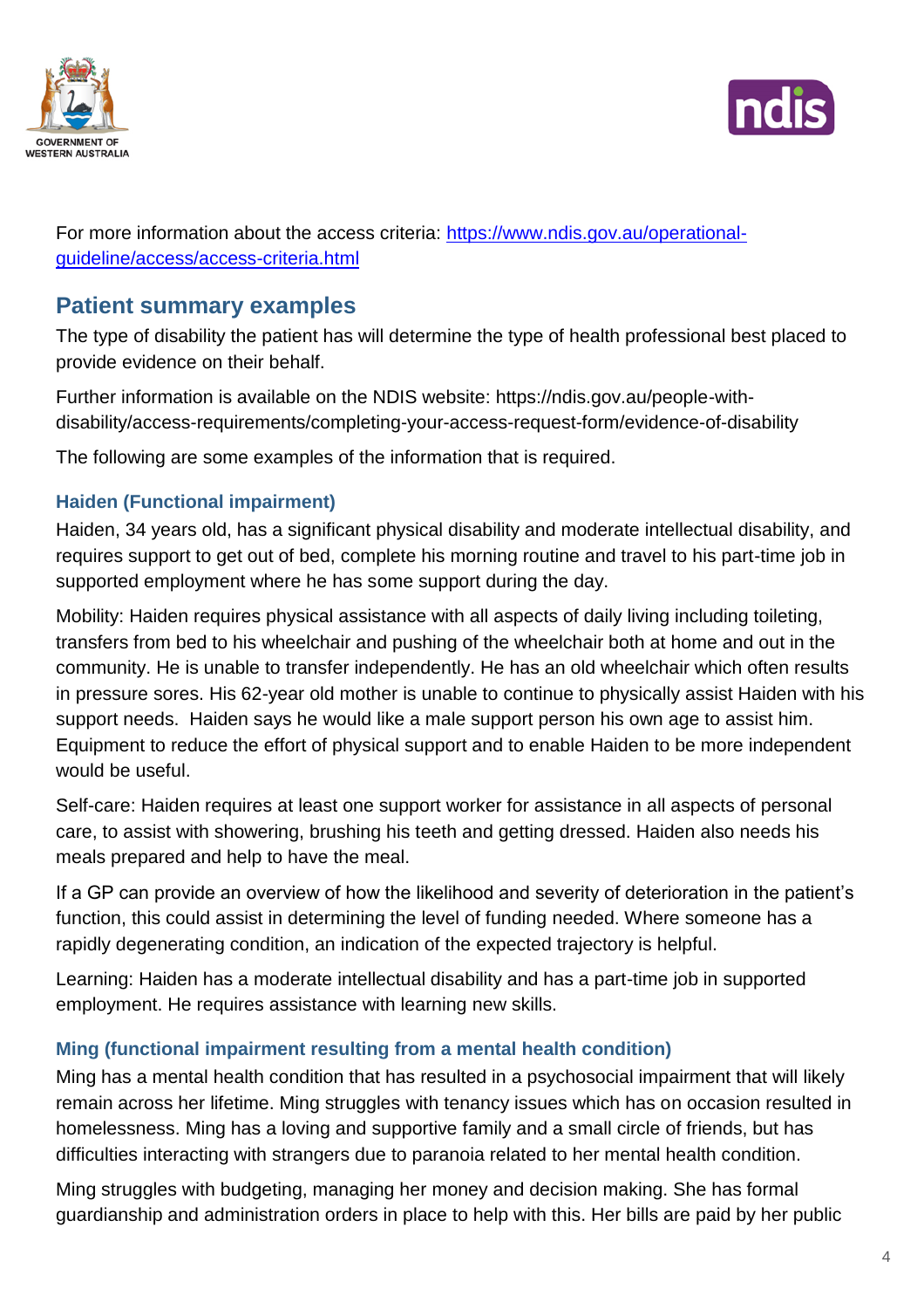For more information about the access criteria: [https://www.ndis.gov.au/operational-guideline/access/access-criteria.html](https://www.ndis.gov.au/operational-guideline/access/access-criteria.html)

## Patient summary examples

The type of disability the patient has will determine the type of health professional best placed to provide evidence on their behalf.

Further information is available on the NDIS website: https://ndis.gov.au/people-with-disability/access-requirements/completing-your-access-request-form/evidence-of-disability

The following are some examples of the information that is required.

### Haiden (Functional impairment)

Haiden, 34 years old, has a significant physical disability and moderate intellectual disability, and requires support to get out of bed, complete his morning routine and travel to his part-time job in supported employment where he has some support during the day.

Mobility: Haiden requires physical assistance with all aspects of daily living including toileting, transfers from bed to his wheelchair and pushing of the wheelchair both at home and out in the community. He is unable to transfer independently. He has an old wheelchair which often results in pressure sores. His 62-year old mother is unable to continue to physically assist Haiden with his support needs. Haiden says he would like a male support person his own age to assist him. Equipment to reduce the effort of physical support and to enable Haiden to be more independent would be useful.

Self-care: Haiden requires at least one support worker for assistance in all aspects of personal care, to assist with showering, brushing his teeth and getting dressed. Haiden also needs his meals prepared and help to have the meal.

If a GP can provide an overview of how the likelihood and severity of deterioration in the patient's function, this could assist in determining the level of funding needed. Where someone has a rapidly degenerating condition, an indication of the expected trajectory is helpful.

Learning: Haiden has a moderate intellectual disability and has a part-time job in supported employment. He requires assistance with learning new skills.

### Ming (functional impairment resulting from a mental health condition)

Ming has a mental health condition that has resulted in a psychosocial impairment that will likely remain across her lifetime. Ming struggles with tenancy issues which has on occasion resulted in homelessness. Ming has a loving and supportive family and a small circle of friends, but has difficulties interacting with strangers due to paranoia related to her mental health condition.

Ming struggles with budgeting, managing her money and decision making. She has formal guardianship and administration orders in place to help with this. Her bills are paid by her public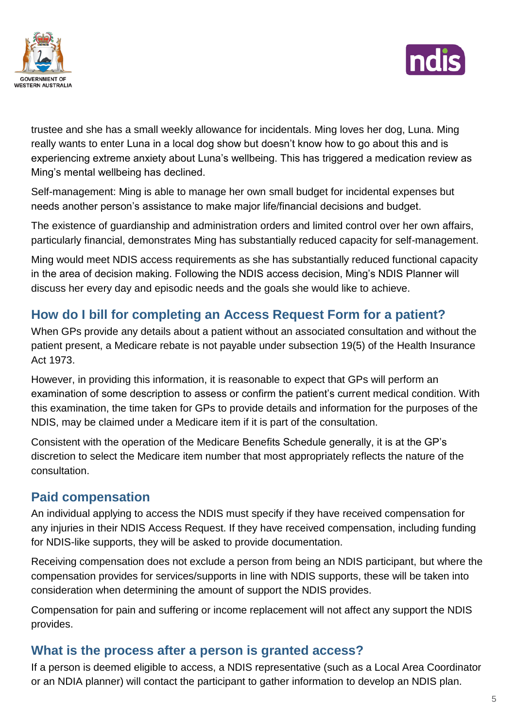trustee and she has a small weekly allowance for incidentals. Ming loves her dog, Luna. Ming really wants to enter Luna in a local dog show but doesn't know how to go about this and is experiencing extreme anxiety about Luna's wellbeing. This has triggered a medication review as Ming's mental wellbeing has declined.

Self-management: Ming is able to manage her own small budget for incidental expenses but needs another person's assistance to make major life/financial decisions and budget.

The existence of guardianship and administration orders and limited control over her own affairs, particularly financial, demonstrates Ming has substantially reduced capacity for self-management.

Ming would meet NDIS access requirements as she has substantially reduced functional capacity in the area of decision making. Following the NDIS access decision, Ming's NDIS Planner will discuss her every day and episodic needs and the goals she would like to achieve.

## How do I bill for completing an Access Request Form for a patient?

When GPs provide any details about a patient without an associated consultation and without the patient present, a Medicare rebate is not payable under subsection 19(5) of the Health Insurance Act 1973.

However, in providing this information, it is reasonable to expect that GPs will perform an examination of some description to assess or confirm the patient's current medical condition. With this examination, the time taken for GPs to provide details and information for the purposes of the NDIS, may be claimed under a Medicare item if it is part of the consultation.

Consistent with the operation of the Medicare Benefits Schedule generally, it is at the GP's discretion to select the Medicare item number that most appropriately reflects the nature of the consultation.

## Paid compensation

An individual applying to access the NDIS must specify if they have received compensation for any injuries in their NDIS Access Request. If they have received compensation, including funding for NDIS-like supports, they will be asked to provide documentation.

Receiving compensation does not exclude a person from being an NDIS participant, but where the compensation provides for services/supports in line with NDIS supports, these will be taken into consideration when determining the amount of support the NDIS provides.

Compensation for pain and suffering or income replacement will not affect any support the NDIS provides.

## What is the process after a person is granted access?

If a person is deemed eligible to access, a NDIS representative (such as a Local Area Coordinator or an NDIA planner) will contact the participant to gather information to develop an NDIS plan.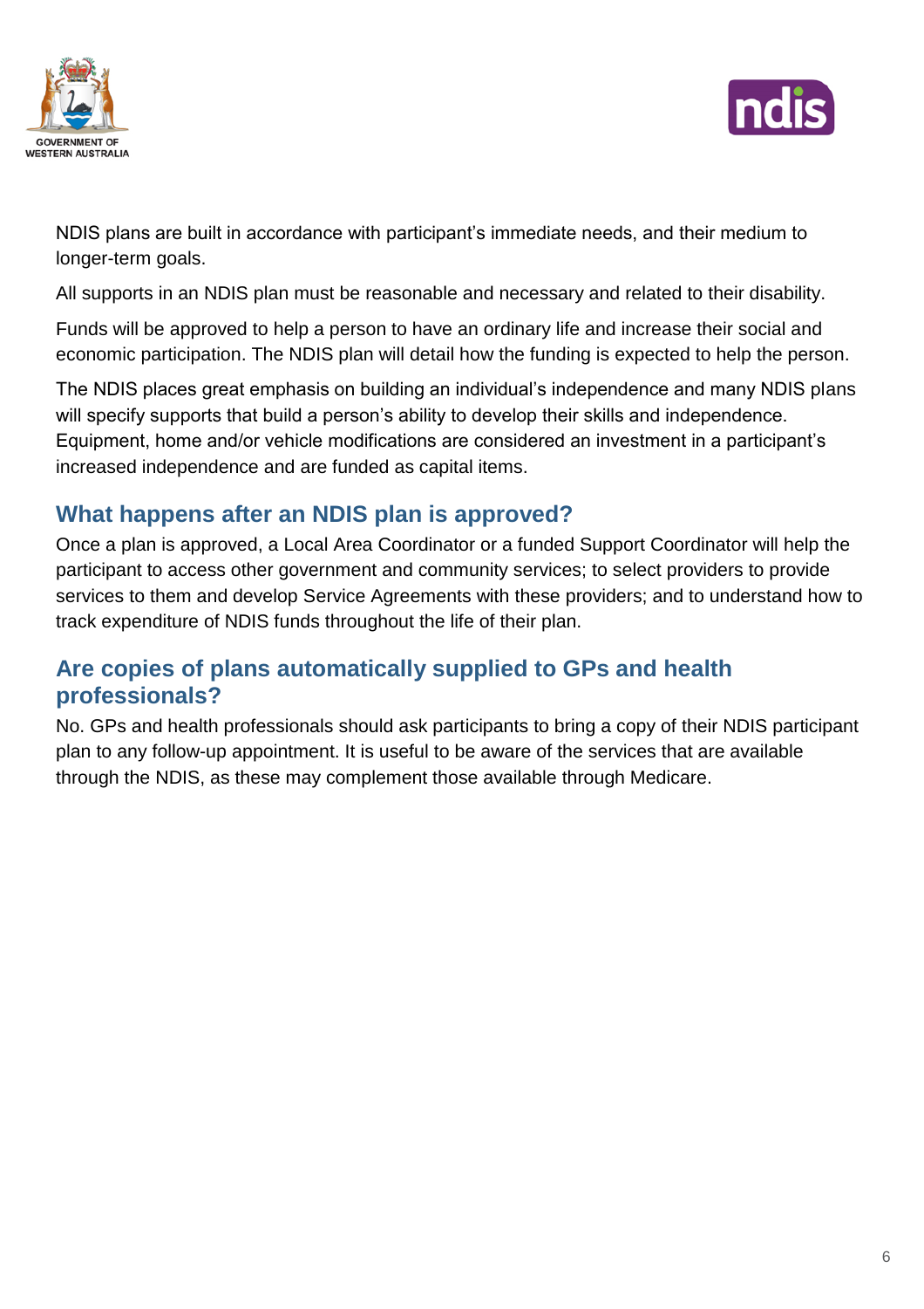NDIS plans are built in accordance with participant's immediate needs, and their medium to longer-term goals.

All supports in an NDIS plan must be reasonable and necessary and related to their disability.

Funds will be approved to help a person to have an ordinary life and increase their social and economic participation. The NDIS plan will detail how the funding is expected to help the person.

The NDIS places great emphasis on building an individual's independence and many NDIS plans will specify supports that build a person's ability to develop their skills and independence. Equipment, home and/or vehicle modifications are considered an investment in a participant's increased independence and are funded as capital items.

## What happens after an NDIS plan is approved?

Once a plan is approved, a Local Area Coordinator or a funded Support Coordinator will help the participant to access other government and community services; to select providers to provide services to them and develop Service Agreements with these providers; and to understand how to track expenditure of NDIS funds throughout the life of their plan.

## Are copies of plans automatically supplied to GPs and health professionals?

No. GPs and health professionals should ask participants to bring a copy of their NDIS participant plan to any follow-up appointment. It is useful to be aware of the services that are available through the NDIS, as these may complement those available through Medicare.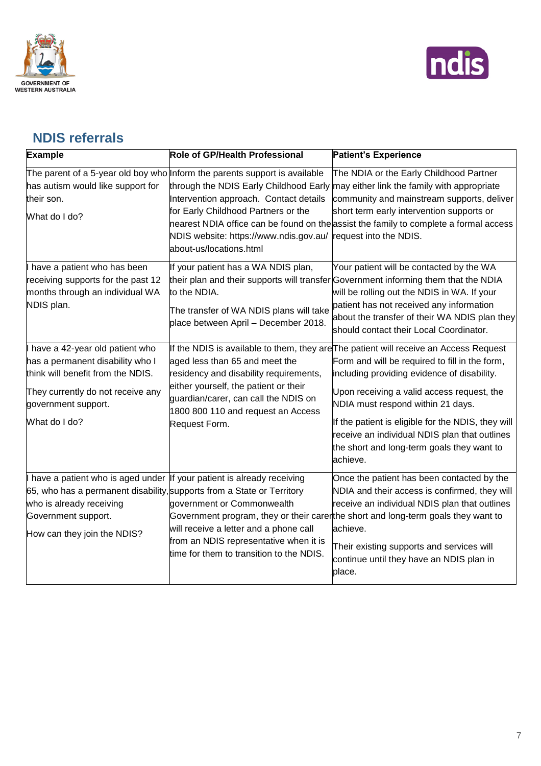## NDIS referrals

| Example | Role of GP/Health Professional | Patient's Experience |
|---|---|---|
| The parent of a 5-year old boy who has autism would like support for their son.<br><br>What do I do? | Inform the parents support is available through the NDIS Early Childhood Early Intervention approach. Contact details for Early Childhood Partners or the nearest NDIA office can be found on the NDIS website: https://www.ndis.gov.au/about-us/locations.html | The NDIA or the Early Childhood Partner may either link the family with appropriate community and mainstream supports, deliver short term early intervention supports or assist the family to complete a formal access request into the NDIS. |
| I have a patient who has been receiving supports for the past 12 months through an individual WA NDIS plan. | If your patient has a WA NDIS plan, their plan and their supports will transfer to the NDIA.<br><br>The transfer of WA NDIS plans will take place between April – December 2018. | Your patient will be contacted by the WA Government informing them that the NDIA will be rolling out the NDIS in WA. If your patient has not received any information about the transfer of their WA NDIS plan they should contact their Local Coordinator. |
| I have a 42-year old patient who has a permanent disability who I think will benefit from the NDIS.<br><br>They currently do not receive any government support.<br><br>What do I do? | If the NDIS is available to them, they are aged less than 65 and meet the residency and disability requirements, either yourself, the patient or their guardian/carer, can call the NDIS on 1800 800 110 and request an Access Request Form. | The patient will receive an Access Request Form and will be required to fill in the form, including providing evidence of disability.<br><br>Upon receiving a valid access request, the NDIA must respond within 21 days.<br><br>If the patient is eligible for the NDIS, they will receive an individual NDIS plan that outlines the short and long-term goals they want to achieve. |
| I have a patient who is aged under 65, who has a permanent disability, who is already receiving Government support.<br><br>How can they join the NDIS? | If your patient is already receiving supports from a State or Territory government or Commonwealth Government program, they or their carer will receive a letter and a phone call from an NDIS representative when it is time for them to transition to the NDIS. | Once the patient has been contacted by the NDIA and their access is confirmed, they will receive an individual NDIS plan that outlines the short and long-term goals they want to achieve.<br><br>Their existing supports and services will continue until they have an NDIS plan in place. |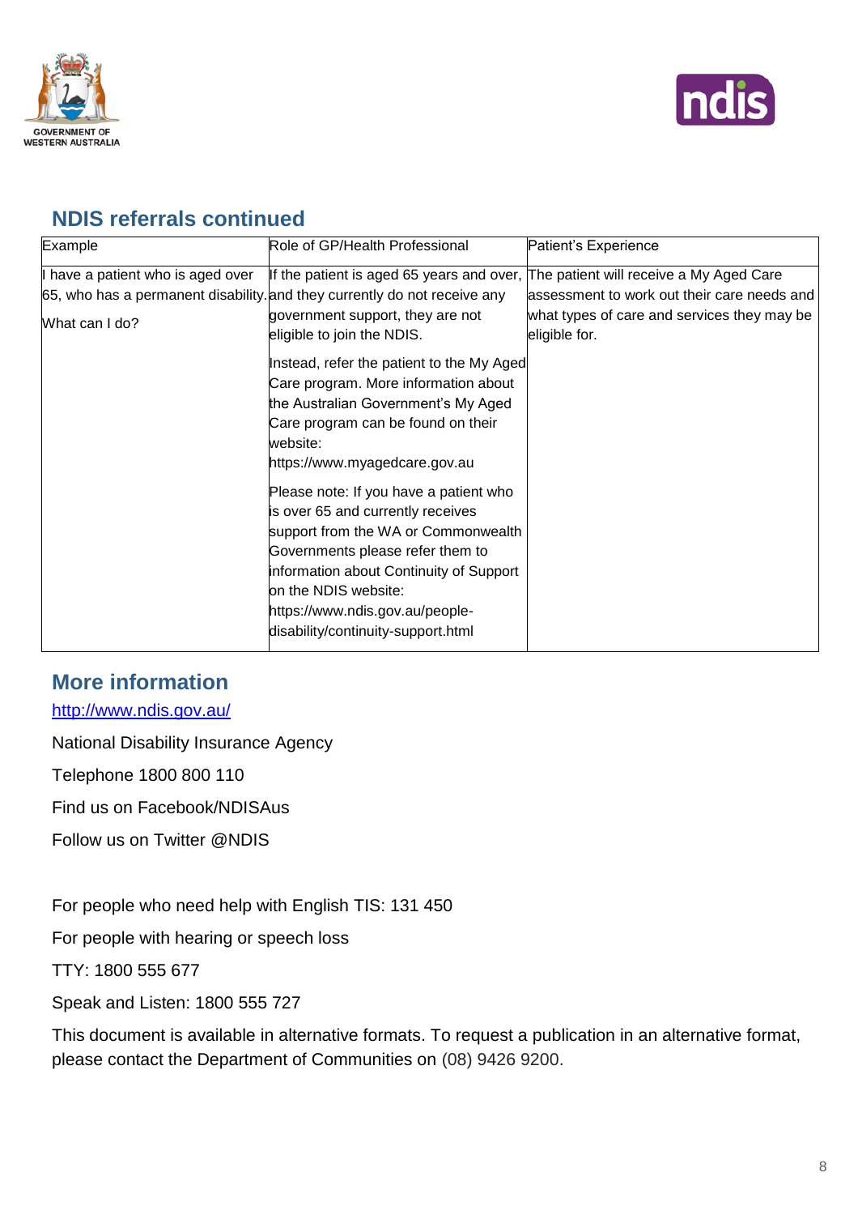## NDIS referrals continued

| Example | Role of GP/Health Professional | Patient's Experience |
|---|---|---|
| I have a patient who is aged over 65, who has a permanent disability.<br><br>What can I do? | If the patient is aged 65 years and over, and they currently do not receive any government support, they are not eligible to join the NDIS.<br><br>Instead, refer the patient to the My Aged Care program. More information about the Australian Government's My Aged Care program can be found on their website: https://www.myagedcare.gov.au<br><br>Please note: If you have a patient who is over 65 and currently receives support from the WA or Commonwealth Governments please refer them to information about Continuity of Support on the NDIS website: https://www.ndis.gov.au/people-disability/continuity-support.html | The patient will receive a My Aged Care assessment to work out their care needs and what types of care and services they may be eligible for. |

## More information

http://www.ndis.gov.au/

National Disability Insurance Agency

Telephone 1800 800 110

Find us on Facebook/NDISAus

Follow us on Twitter @NDIS

For people who need help with English TIS: 131 450

For people with hearing or speech loss

TTY: 1800 555 677

Speak and Listen: 1800 555 727

This document is available in alternative formats. To request a publication in an alternative format, please contact the Department of Communities on (08) 9426 9200.